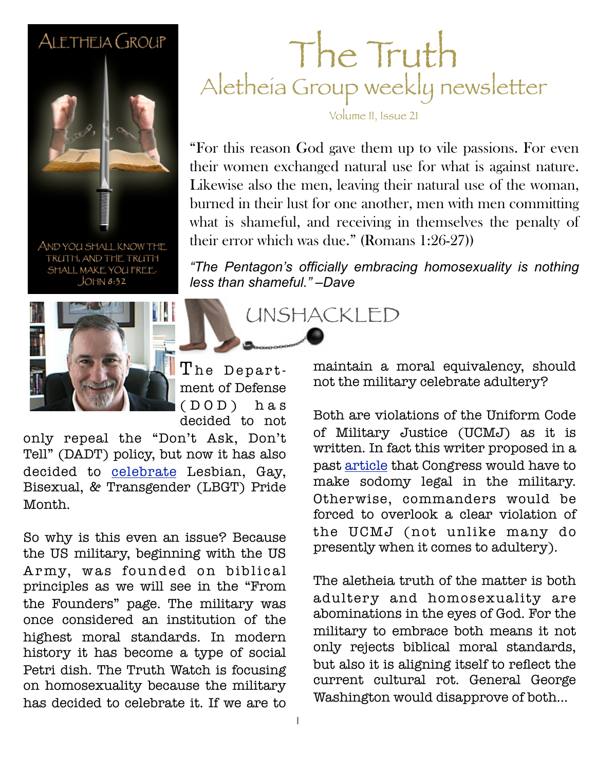ALETHEIA GROUP

AND YOU SHALL KNOW THE TRUTH, AND THE TRUTH SHALL MAKE YOU FREE. JOHN 8:32

# The Truth

## Aletheia Group weekly newsletter

Volume II, Issue 21

"For this reason God gave them up to vile passions. For even their women exchanged natural use for what is against nature. Likewise also the men, leaving their natural use of the woman, burned in their lust for one another, men with men committing what is shameful, and receiving in themselves the penalty of their error which was due." (Romans 1:26-27))

*"The Pentagon's officially embracing homosexuality is nothing less than shameful." –Dave*

## UNSHACKLED

The Department of Defense (DOD) has decided to not only repeal the "Don't Ask, Don't Tell" (DADT) policy, but now it has also decided to celebrate Lesbian, Gay, Bisexual, & Transgender (LBGT) Pride Month.

So why is this even an issue? Because the US military, beginning with the US Army, was founded on biblical principles as we will see in the "From the Founders" page. The military was once considered an institution of the highest moral standards. In modern history it has become a type of social Petri dish. The Truth Watch is focusing on homosexuality because the military has decided to celebrate it. If we are to maintain a moral equivalency, should not the military celebrate adultery?

Both are violations of the Uniform Code of Military Justice (UCMJ) as it is written. In fact this writer proposed in a past article that Congress would have to make sodomy legal in the military. Otherwise, commanders would be forced to overlook a clear violation of the UCMJ (not unlike many do presently when it comes to adultery).

The aletheia truth of the matter is both adultery and homosexuality are abominations in the eyes of God. For the military to embrace both means it not only rejects biblical moral standards, but also it is aligning itself to reflect the current cultural rot. General George Washington would disapprove of both...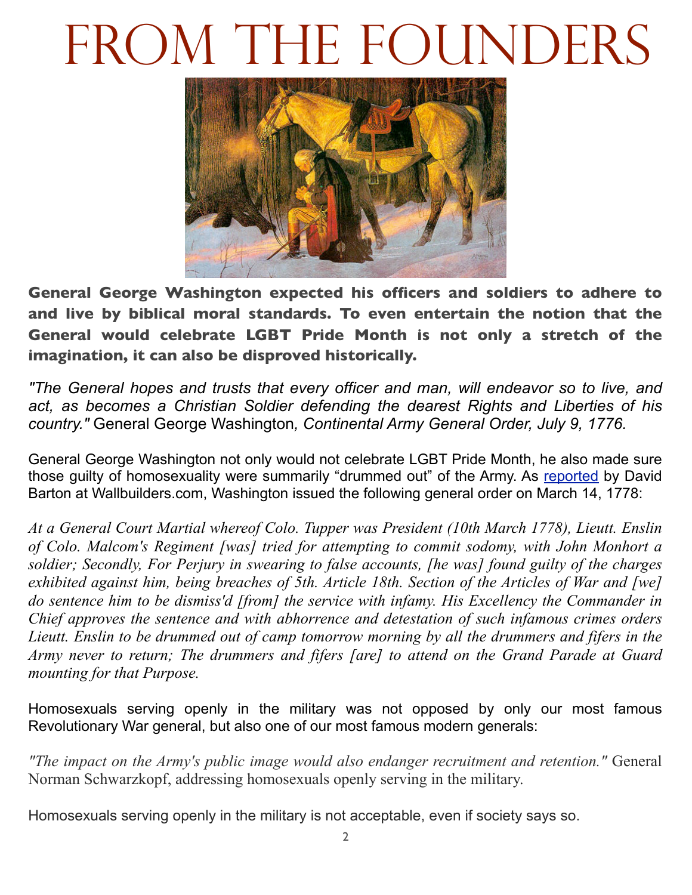# FROM THE FOUNDERS

**General George Washington expected his officers and soldiers to adhere to and live by biblical moral standards. To even entertain the notion that the General would celebrate LGBT Pride Month is not only a stretch of the imagination, it can also be disproved historically.**

*"The General hopes and trusts that every officer and man, will endeavor so to live, and act, as becomes a Christian Soldier defending the dearest Rights and Liberties of his country."* General George Washington*, Continental Army General Order, July 9, 1776.*

General George Washington not only would not celebrate LGBT Pride Month, he also made sure those guilty of homosexuality were summarily "drummed out" of the Army. As reported by David Barton at Wallbuilders.com, Washington issued the following general order on March 14, 1778:

*At a General Court Martial whereof Colo. Tupper was President (10th March 1778), Lieutt. Enslin of Colo. Malcom's Regiment [was] tried for attempting to commit sodomy, with John Monhort a soldier; Secondly, For Perjury in swearing to false accounts, [he was] found guilty of the charges exhibited against him, being breaches of 5th. Article 18th. Section of the Articles of War and [we] do sentence him to be dismiss'd [from] the service with infamy. His Excellency the Commander in Chief approves the sentence and with abhorrence and detestation of such infamous crimes orders Lieutt. Enslin to be drummed out of camp tomorrow morning by all the drummers and fifers in the Army never to return; The drummers and fifers [are] to attend on the Grand Parade at Guard mounting for that Purpose.*

Homosexuals serving openly in the military was not opposed by only our most famous Revolutionary War general, but also one of our most famous modern generals:

*"The impact on the Army's public image would also endanger recruitment and retention."* General Norman Schwarzkopf, addressing homosexuals openly serving in the military.

Homosexuals serving openly in the military is not acceptable, even if society says so.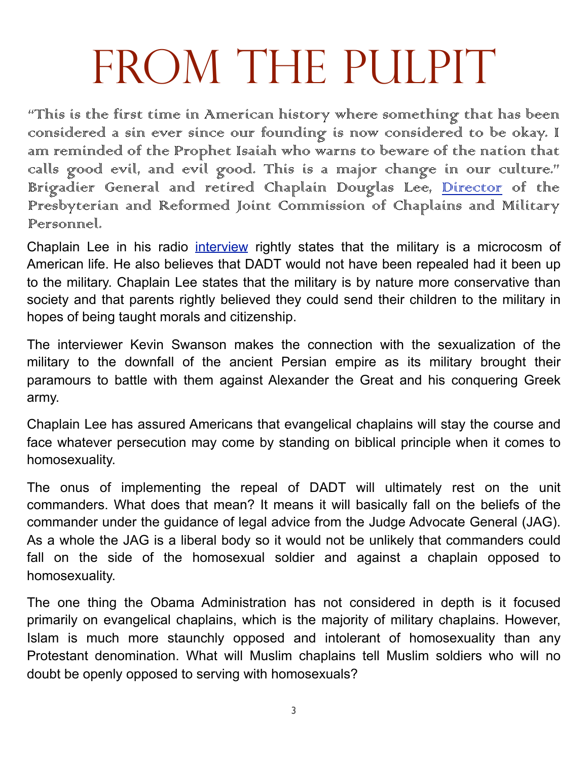# From the Pulpit

"This is the first time in American history where something that has been considered a sin ever since our founding is now considered to be okay. I am reminded of the Prophet Isaiah who warns to beware of the nation that calls good evil, and evil good. This is a major change in our culture." Brigadier General and retired Chaplain Douglas Lee, Director of the Presbyterian and Reformed Joint Commission of Chaplains and Military Personnel.

Chaplain Lee in his radio interview rightly states that the military is a microcosm of American life. He also believes that DADT would not have been repealed had it been up to the military. Chaplain Lee states that the military is by nature more conservative than society and that parents rightly believed they could send their children to the military in hopes of being taught morals and citizenship.

The interviewer Kevin Swanson makes the connection with the sexualization of the military to the downfall of the ancient Persian empire as its military brought their paramours to battle with them against Alexander the Great and his conquering Greek army.

Chaplain Lee has assured Americans that evangelical chaplains will stay the course and face whatever persecution may come by standing on biblical principle when it comes to homosexuality.

The onus of implementing the repeal of DADT will ultimately rest on the unit commanders. What does that mean? It means it will basically fall on the beliefs of the commander under the guidance of legal advice from the Judge Advocate General (JAG). As a whole the JAG is a liberal body so it would not be unlikely that commanders could fall on the side of the homosexual soldier and against a chaplain opposed to homosexuality.

The one thing the Obama Administration has not considered in depth is it focused primarily on evangelical chaplains, which is the majority of military chaplains. However, Islam is much more staunchly opposed and intolerant of homosexuality than any Protestant denomination. What will Muslim chaplains tell Muslim soldiers who will no doubt be openly opposed to serving with homosexuals?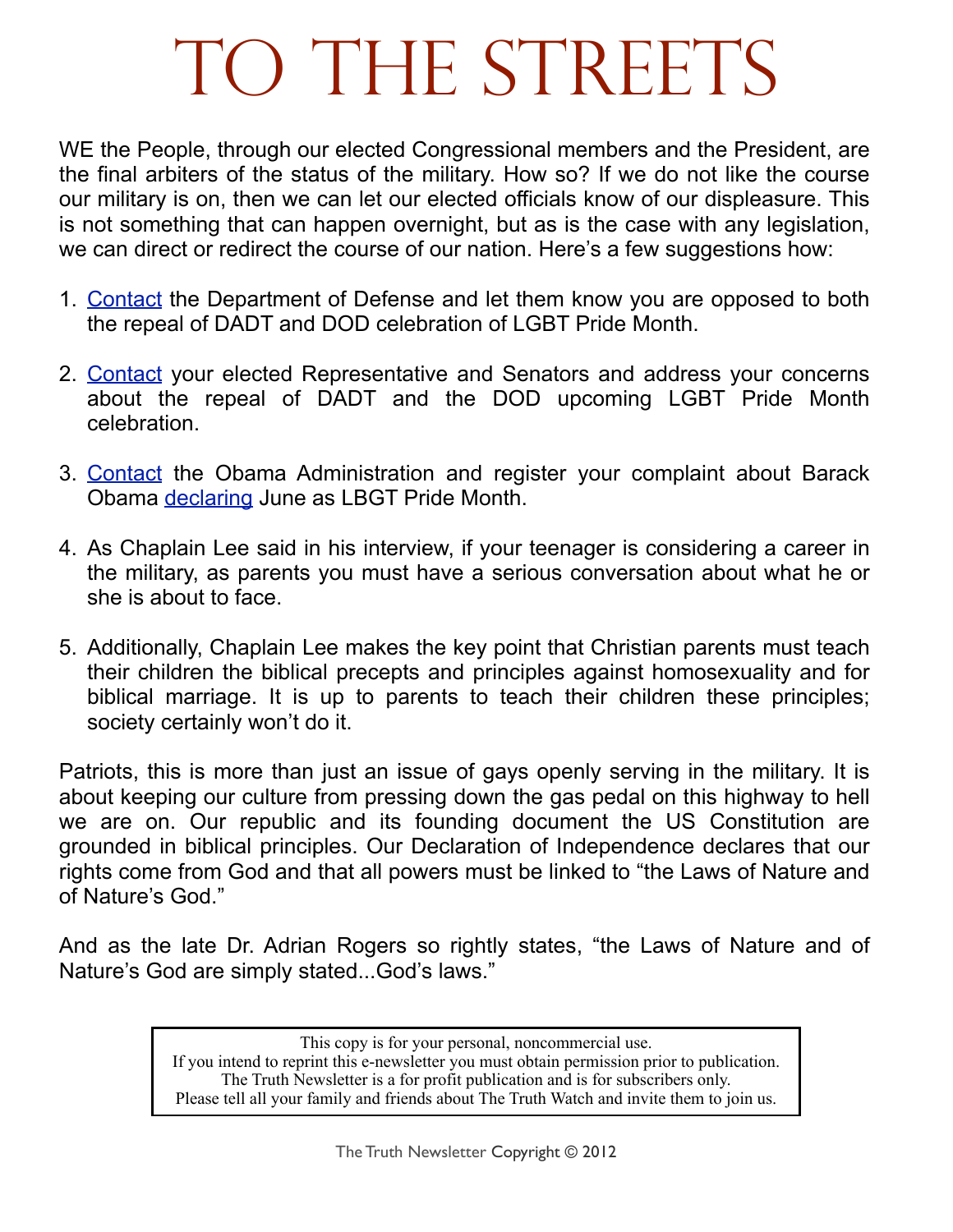# TO THE STREETS

WE the People, through our elected Congressional members and the President, are the final arbiters of the status of the military. How so? If we do not like the course our military is on, then we can let our elected officials know of our displeasure. This is not something that can happen overnight, but as is the case with any legislation, we can direct or redirect the course of our nation. Here's a few suggestions how:

1. Contact the Department of Defense and let them know you are opposed to both the repeal of DADT and DOD celebration of LGBT Pride Month.

2. Contact your elected Representative and Senators and address your concerns about the repeal of DADT and the DOD upcoming LGBT Pride Month celebration.

3. Contact the Obama Administration and register your complaint about Barack Obama declaring June as LBGT Pride Month.

4. As Chaplain Lee said in his interview, if your teenager is considering a career in the military, as parents you must have a serious conversation about what he or she is about to face.

5. Additionally, Chaplain Lee makes the key point that Christian parents must teach their children the biblical precepts and principles against homosexuality and for biblical marriage. It is up to parents to teach their children these principles; society certainly won't do it.

Patriots, this is more than just an issue of gays openly serving in the military. It is about keeping our culture from pressing down the gas pedal on this highway to hell we are on. Our republic and its founding document the US Constitution are grounded in biblical principles. Our Declaration of Independence declares that our rights come from God and that all powers must be linked to "the Laws of Nature and of Nature's God."

And as the late Dr. Adrian Rogers so rightly states, "the Laws of Nature and of Nature's God are simply stated...God's laws."

This copy is for your personal, noncommercial use.
If you intend to reprint this e-newsletter you must obtain permission prior to publication.
The Truth Newsletter is a for profit publication and is for subscribers only.
Please tell all your family and friends about The Truth Watch and invite them to join us.

The Truth Newsletter Copyright © 2012